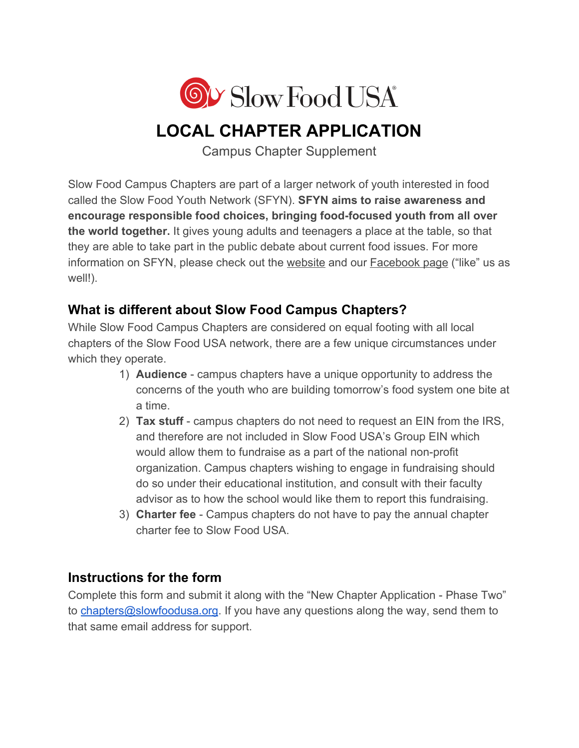Slow Food USA®

# LOCAL CHAPTER APPLICATION

Campus Chapter Supplement

Slow Food Campus Chapters are part of a larger network of youth interested in food called the Slow Food Youth Network (SFYN). **SFYN aims to raise awareness and encourage responsible food choices, bringing food-focused youth from all over the world together.** It gives young adults and teenagers a place at the table, so that they are able to take part in the public debate about current food issues. For more information on SFYN, please check out the website and our Facebook page ("like" us as well!).

## What is different about Slow Food Campus Chapters?

While Slow Food Campus Chapters are considered on equal footing with all local chapters of the Slow Food USA network, there are a few unique circumstances under which they operate.

1) **Audience** - campus chapters have a unique opportunity to address the concerns of the youth who are building tomorrow's food system one bite at a time.
2) **Tax stuff** - campus chapters do not need to request an EIN from the IRS, and therefore are not included in Slow Food USA's Group EIN which would allow them to fundraise as a part of the national non-profit organization. Campus chapters wishing to engage in fundraising should do so under their educational institution, and consult with their faculty advisor as to how the school would like them to report this fundraising.
3) **Charter fee** - Campus chapters do not have to pay the annual chapter charter fee to Slow Food USA.

## Instructions for the form

Complete this form and submit it along with the "New Chapter Application - Phase Two" to chapters@slowfoodusa.org. If you have any questions along the way, send them to that same email address for support.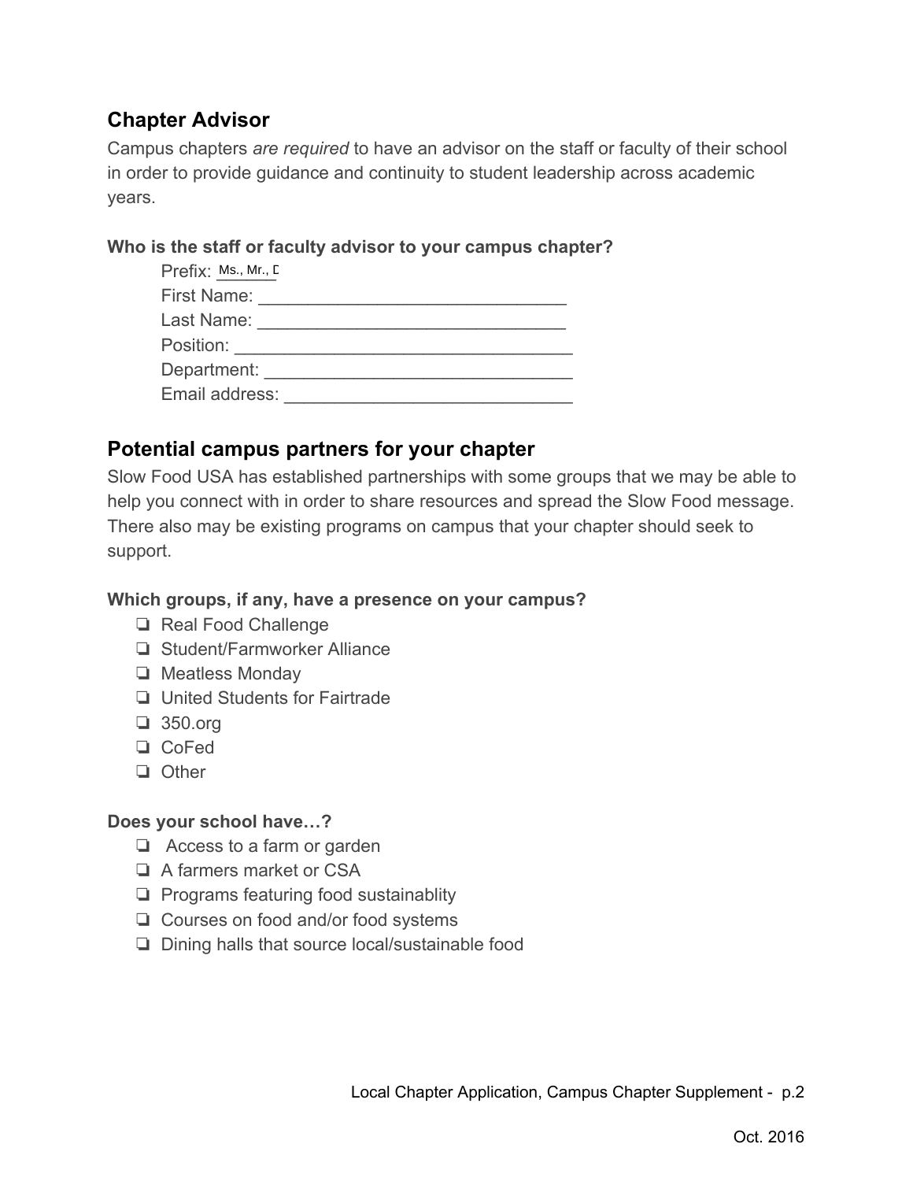## Chapter Advisor

Campus chapters *are required* to have an advisor on the staff or faculty of their school in order to provide guidance and continuity to student leadership across academic years.

**Who is the staff or faculty advisor to your campus chapter?**

Prefix: Ms., Mr., D
First Name: _______________________________
Last Name: _______________________________
Position: __________________________________
Department: _______________________________
Email address: _____________________________

## Potential campus partners for your chapter

Slow Food USA has established partnerships with some groups that we may be able to help you connect with in order to share resources and spread the Slow Food message. There also may be existing programs on campus that your chapter should seek to support.

**Which groups, if any, have a presence on your campus?**

- ❏ Real Food Challenge
- ❏ Student/Farmworker Alliance
- ❏ Meatless Monday
- ❏ United Students for Fairtrade
- ❏ 350.org
- ❏ CoFed
- ❏ Other

**Does your school have…?**

- ❏ Access to a farm or garden
- ❏ A farmers market or CSA
- ❏ Programs featuring food sustainablity
- ❏ Courses on food and/or food systems
- ❏ Dining halls that source local/sustainable food

Local Chapter Application, Campus Chapter Supplement - p.2

Oct. 2016